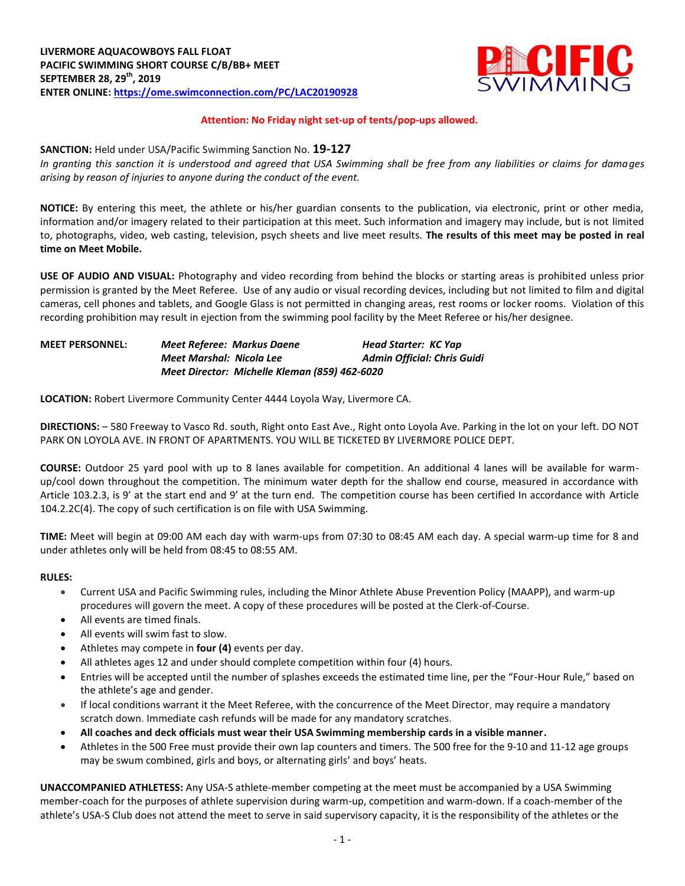**LIVERMORE AQUACOWBOYS FALL FLOAT**
**PACIFIC SWIMMING SHORT COURSE C/B/BB+ MEET**
**SEPTEMBER 28, 29th, 2019**
**ENTER ONLINE: https://ome.swimconnection.com/PC/LAC20190928**

**Attention: No Friday night set-up of tents/pop-ups allowed.**

**SANCTION:** Held under USA/Pacific Swimming Sanction No. **19-127**
*In granting this sanction it is understood and agreed that USA Swimming shall be free from any liabilities or claims for damages arising by reason of injuries to anyone during the conduct of the event.*

**NOTICE:** By entering this meet, the athlete or his/her guardian consents to the publication, via electronic, print or other media, information and/or imagery related to their participation at this meet. Such information and imagery may include, but is not limited to, photographs, video, web casting, television, psych sheets and live meet results. **The results of this meet may be posted in real time on Meet Mobile.**

**USE OF AUDIO AND VISUAL:** Photography and video recording from behind the blocks or starting areas is prohibited unless prior permission is granted by the Meet Referee. Use of any audio or visual recording devices, including but not limited to film and digital cameras, cell phones and tablets, and Google Glass is not permitted in changing areas, rest rooms or locker rooms. Violation of this recording prohibition may result in ejection from the swimming pool facility by the Meet Referee or his/her designee.

**MEET PERSONNEL:**
*Meet Referee: Markus Daene* — *Head Starter: KC Yap*
*Meet Marshal: Nicola Lee* — *Admin Official: Chris Guidi*
*Meet Director: Michelle Kleman (859) 462-6020*

**LOCATION:** Robert Livermore Community Center 4444 Loyola Way, Livermore CA.

**DIRECTIONS:** – 580 Freeway to Vasco Rd. south, Right onto East Ave., Right onto Loyola Ave. Parking in the lot on your left. DO NOT PARK ON LOYOLA AVE. IN FRONT OF APARTMENTS. YOU WILL BE TICKETED BY LIVERMORE POLICE DEPT.

**COURSE:** Outdoor 25 yard pool with up to 8 lanes available for competition. An additional 4 lanes will be available for warm-up/cool down throughout the competition. The minimum water depth for the shallow end course, measured in accordance with Article 103.2.3, is 9' at the start end and 9' at the turn end. The competition course has been certified In accordance with Article 104.2.2C(4). The copy of such certification is on file with USA Swimming.

**TIME:** Meet will begin at 09:00 AM each day with warm-ups from 07:30 to 08:45 AM each day. A special warm-up time for 8 and under athletes only will be held from 08:45 to 08:55 AM.

**RULES:**

- Current USA and Pacific Swimming rules, including the Minor Athlete Abuse Prevention Policy (MAAPP), and warm-up procedures will govern the meet. A copy of these procedures will be posted at the Clerk-of-Course.
- All events are timed finals.
- All events will swim fast to slow.
- Athletes may compete in **four (4)** events per day.
- All athletes ages 12 and under should complete competition within four (4) hours.
- Entries will be accepted until the number of splashes exceeds the estimated time line, per the "Four-Hour Rule," based on the athlete's age and gender.
- If local conditions warrant it the Meet Referee, with the concurrence of the Meet Director, may require a mandatory scratch down. Immediate cash refunds will be made for any mandatory scratches.
- **All coaches and deck officials must wear their USA Swimming membership cards in a visible manner.**
- Athletes in the 500 Free must provide their own lap counters and timers. The 500 free for the 9-10 and 11-12 age groups may be swum combined, girls and boys, or alternating girls' and boys' heats.

**UNACCOMPANIED ATHLETESS:** Any USA-S athlete-member competing at the meet must be accompanied by a USA Swimming member-coach for the purposes of athlete supervision during warm-up, competition and warm-down. If a coach-member of the athlete's USA-S Club does not attend the meet to serve in said supervisory capacity, it is the responsibility of the athletes or the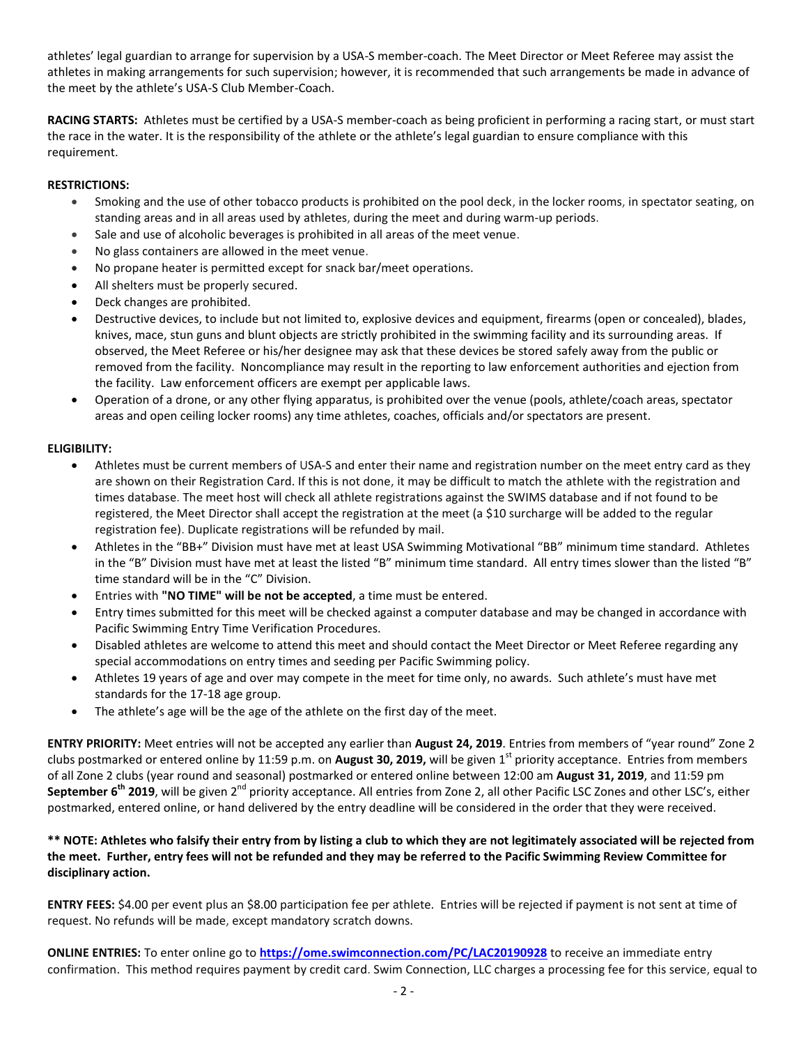athletes' legal guardian to arrange for supervision by a USA-S member-coach. The Meet Director or Meet Referee may assist the athletes in making arrangements for such supervision; however, it is recommended that such arrangements be made in advance of the meet by the athlete's USA-S Club Member-Coach.

**RACING STARTS:** Athletes must be certified by a USA-S member-coach as being proficient in performing a racing start, or must start the race in the water. It is the responsibility of the athlete or the athlete's legal guardian to ensure compliance with this requirement.

**RESTRICTIONS:**

- Smoking and the use of other tobacco products is prohibited on the pool deck, in the locker rooms, in spectator seating, on standing areas and in all areas used by athletes, during the meet and during warm-up periods.
- Sale and use of alcoholic beverages is prohibited in all areas of the meet venue.
- No glass containers are allowed in the meet venue.
- No propane heater is permitted except for snack bar/meet operations.
- All shelters must be properly secured.
- Deck changes are prohibited.
- Destructive devices, to include but not limited to, explosive devices and equipment, firearms (open or concealed), blades, knives, mace, stun guns and blunt objects are strictly prohibited in the swimming facility and its surrounding areas. If observed, the Meet Referee or his/her designee may ask that these devices be stored safely away from the public or removed from the facility. Noncompliance may result in the reporting to law enforcement authorities and ejection from the facility. Law enforcement officers are exempt per applicable laws.
- Operation of a drone, or any other flying apparatus, is prohibited over the venue (pools, athlete/coach areas, spectator areas and open ceiling locker rooms) any time athletes, coaches, officials and/or spectators are present.

**ELIGIBILITY:**

- Athletes must be current members of USA-S and enter their name and registration number on the meet entry card as they are shown on their Registration Card. If this is not done, it may be difficult to match the athlete with the registration and times database. The meet host will check all athlete registrations against the SWIMS database and if not found to be registered, the Meet Director shall accept the registration at the meet (a $10 surcharge will be added to the regular registration fee). Duplicate registrations will be refunded by mail.
- Athletes in the "BB+" Division must have met at least USA Swimming Motivational "BB" minimum time standard. Athletes in the "B" Division must have met at least the listed "B" minimum time standard. All entry times slower than the listed "B" time standard will be in the "C" Division.
- Entries with **"NO TIME" will be not be accepted**, a time must be entered.
- Entry times submitted for this meet will be checked against a computer database and may be changed in accordance with Pacific Swimming Entry Time Verification Procedures.
- Disabled athletes are welcome to attend this meet and should contact the Meet Director or Meet Referee regarding any special accommodations on entry times and seeding per Pacific Swimming policy.
- Athletes 19 years of age and over may compete in the meet for time only, no awards. Such athlete's must have met standards for the 17-18 age group.
- The athlete's age will be the age of the athlete on the first day of the meet.

**ENTRY PRIORITY:** Meet entries will not be accepted any earlier than **August 24, 2019**. Entries from members of "year round" Zone 2 clubs postmarked or entered online by 11:59 p.m. on **August 30, 2019,** will be given 1st priority acceptance. Entries from members of all Zone 2 clubs (year round and seasonal) postmarked or entered online between 12:00 am **August 31, 2019**, and 11:59 pm **September 6th 2019**, will be given 2nd priority acceptance. All entries from Zone 2, all other Pacific LSC Zones and other LSC's, either postmarked, entered online, or hand delivered by the entry deadline will be considered in the order that they were received.

**\*\* NOTE: Athletes who falsify their entry from by listing a club to which they are not legitimately associated will be rejected from the meet. Further, entry fees will not be refunded and they may be referred to the Pacific Swimming Review Committee for disciplinary action.**

**ENTRY FEES:** $4.00 per event plus an $8.00 participation fee per athlete. Entries will be rejected if payment is not sent at time of request. No refunds will be made, except mandatory scratch downs.

**ONLINE ENTRIES:** To enter online go to **https://ome.swimconnection.com/PC/LAC20190928** to receive an immediate entry confirmation. This method requires payment by credit card. Swim Connection, LLC charges a processing fee for this service, equal to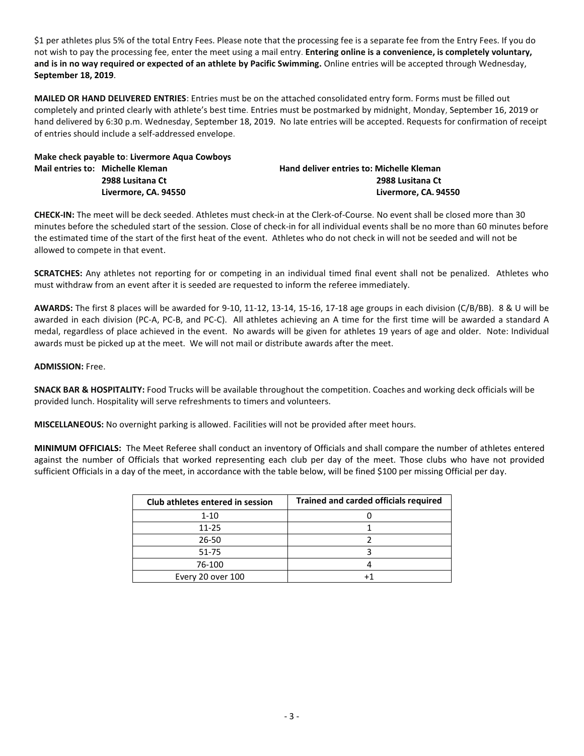$1 per athletes plus 5% of the total Entry Fees. Please note that the processing fee is a separate fee from the Entry Fees. If you do not wish to pay the processing fee, enter the meet using a mail entry. **Entering online is a convenience, is completely voluntary, and is in no way required or expected of an athlete by Pacific Swimming.** Online entries will be accepted through Wednesday, **September 18, 2019**.

**MAILED OR HAND DELIVERED ENTRIES**: Entries must be on the attached consolidated entry form. Forms must be filled out completely and printed clearly with athlete's best time. Entries must be postmarked by midnight, Monday, September 16, 2019 or hand delivered by 6:30 p.m. Wednesday, September 18, 2019. No late entries will be accepted. Requests for confirmation of receipt of entries should include a self-addressed envelope.

**Make check payable to**: **Livermore Aqua Cowboys**

**Mail entries to: Michelle Kleman**
**2988 Lusitana Ct**
**Livermore, CA. 94550**

**Hand deliver entries to: Michelle Kleman**
**2988 Lusitana Ct**
**Livermore, CA. 94550**

**CHECK-IN:** The meet will be deck seeded. Athletes must check-in at the Clerk-of-Course. No event shall be closed more than 30 minutes before the scheduled start of the session. Close of check-in for all individual events shall be no more than 60 minutes before the estimated time of the start of the first heat of the event. Athletes who do not check in will not be seeded and will not be allowed to compete in that event.

**SCRATCHES:** Any athletes not reporting for or competing in an individual timed final event shall not be penalized. Athletes who must withdraw from an event after it is seeded are requested to inform the referee immediately.

**AWARDS:** The first 8 places will be awarded for 9-10, 11-12, 13-14, 15-16, 17-18 age groups in each division (C/B/BB). 8 & U will be awarded in each division (PC-A, PC-B, and PC-C). All athletes achieving an A time for the first time will be awarded a standard A medal, regardless of place achieved in the event. No awards will be given for athletes 19 years of age and older. Note: Individual awards must be picked up at the meet. We will not mail or distribute awards after the meet.

**ADMISSION:** Free.

**SNACK BAR & HOSPITALITY:** Food Trucks will be available throughout the competition. Coaches and working deck officials will be provided lunch. Hospitality will serve refreshments to timers and volunteers.

**MISCELLANEOUS:** No overnight parking is allowed. Facilities will not be provided after meet hours.

**MINIMUM OFFICIALS:** The Meet Referee shall conduct an inventory of Officials and shall compare the number of athletes entered against the number of Officials that worked representing each club per day of the meet. Those clubs who have not provided sufficient Officials in a day of the meet, in accordance with the table below, will be fined $100 per missing Official per day.

| Club athletes entered in session | Trained and carded officials required |
|---|---|
| 1-10 | 0 |
| 11-25 | 1 |
| 26-50 | 2 |
| 51-75 | 3 |
| 76-100 | 4 |
| Every 20 over 100 | +1 |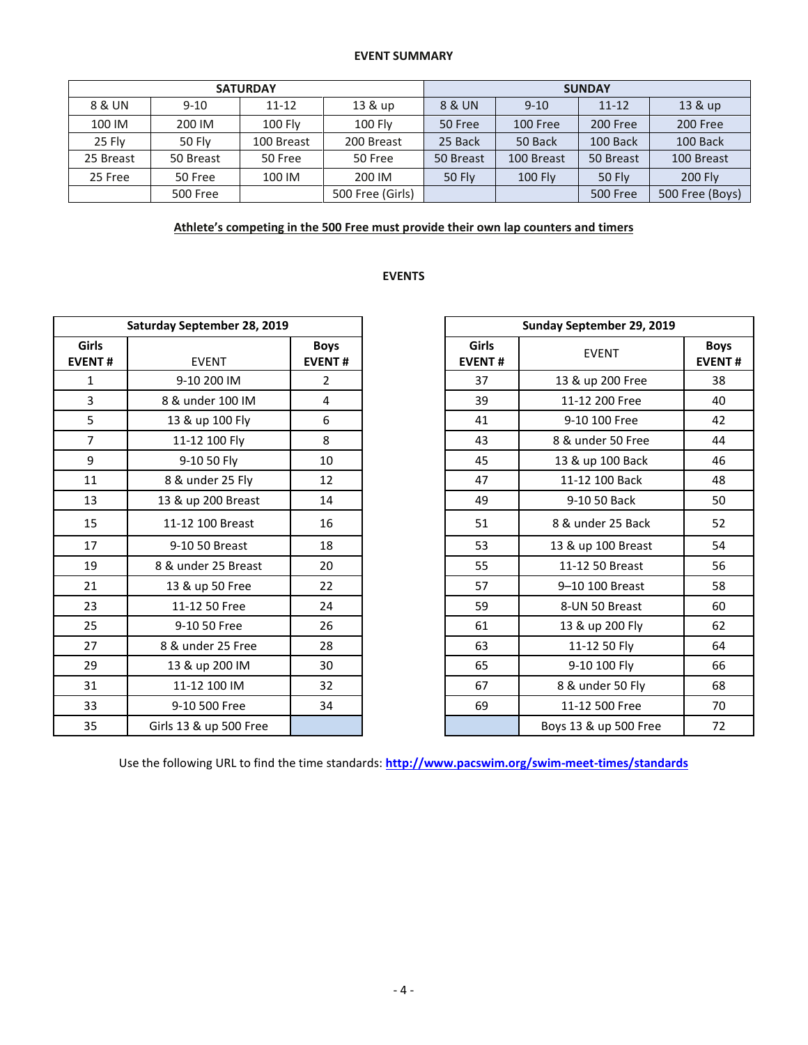### EVENT SUMMARY

| SATURDAY | | | | SUNDAY | | | |
|---|---|---|---|---|---|---|---|
| 8 & UN | 9-10 | 11-12 | 13 & up | 8 & UN | 9-10 | 11-12 | 13 & up |
| 100 IM | 200 IM | 100 Fly | 100 Fly | 50 Free | 100 Free | 200 Free | 200 Free |
| 25 Fly | 50 Fly | 100 Breast | 200 Breast | 25 Back | 50 Back | 100 Back | 100 Back |
| 25 Breast | 50 Breast | 50 Free | 50 Free | 50 Breast | 100 Breast | 50 Breast | 100 Breast |
| 25 Free | 50 Free | 100 IM | 200 IM | 50 Fly | 100 Fly | 50 Fly | 200 Fly |
| | 500 Free | | 500 Free (Girls) | | | 500 Free | 500 Free (Boys) |

**Athlete's competing in the 500 Free must provide their own lap counters and timers**

### EVENTS

| Saturday September 28, 2019 | | |
|---|---|---|
| **Girls EVENT #** | EVENT | **Boys EVENT #** |
| 1 | 9-10 200 IM | 2 |
| 3 | 8 & under 100 IM | 4 |
| 5 | 13 & up 100 Fly | 6 |
| 7 | 11-12 100 Fly | 8 |
| 9 | 9-10 50 Fly | 10 |
| 11 | 8 & under 25 Fly | 12 |
| 13 | 13 & up 200 Breast | 14 |
| 15 | 11-12 100 Breast | 16 |
| 17 | 9-10 50 Breast | 18 |
| 19 | 8 & under 25 Breast | 20 |
| 21 | 13 & up 50 Free | 22 |
| 23 | 11-12 50 Free | 24 |
| 25 | 9-10 50 Free | 26 |
| 27 | 8 & under 25 Free | 28 |
| 29 | 13 & up 200 IM | 30 |
| 31 | 11-12 100 IM | 32 |
| 33 | 9-10 500 Free | 34 |
| 35 | Girls 13 & up 500 Free | |

| Sunday September 29, 2019 | | |
|---|---|---|
| **Girls EVENT #** | EVENT | **Boys EVENT #** |
| 37 | 13 & up 200 Free | 38 |
| 39 | 11-12 200 Free | 40 |
| 41 | 9-10 100 Free | 42 |
| 43 | 8 & under 50 Free | 44 |
| 45 | 13 & up 100 Back | 46 |
| 47 | 11-12 100 Back | 48 |
| 49 | 9-10 50 Back | 50 |
| 51 | 8 & under 25 Back | 52 |
| 53 | 13 & up 100 Breast | 54 |
| 55 | 11-12 50 Breast | 56 |
| 57 | 9–10 100 Breast | 58 |
| 59 | 8-UN 50 Breast | 60 |
| 61 | 13 & up 200 Fly | 62 |
| 63 | 11-12 50 Fly | 64 |
| 65 | 9-10 100 Fly | 66 |
| 67 | 8 & under 50 Fly | 68 |
| 69 | 11-12 500 Free | 70 |
| | Boys 13 & up 500 Free | 72 |

Use the following URL to find the time standards: **http://www.pacswim.org/swim-meet-times/standards**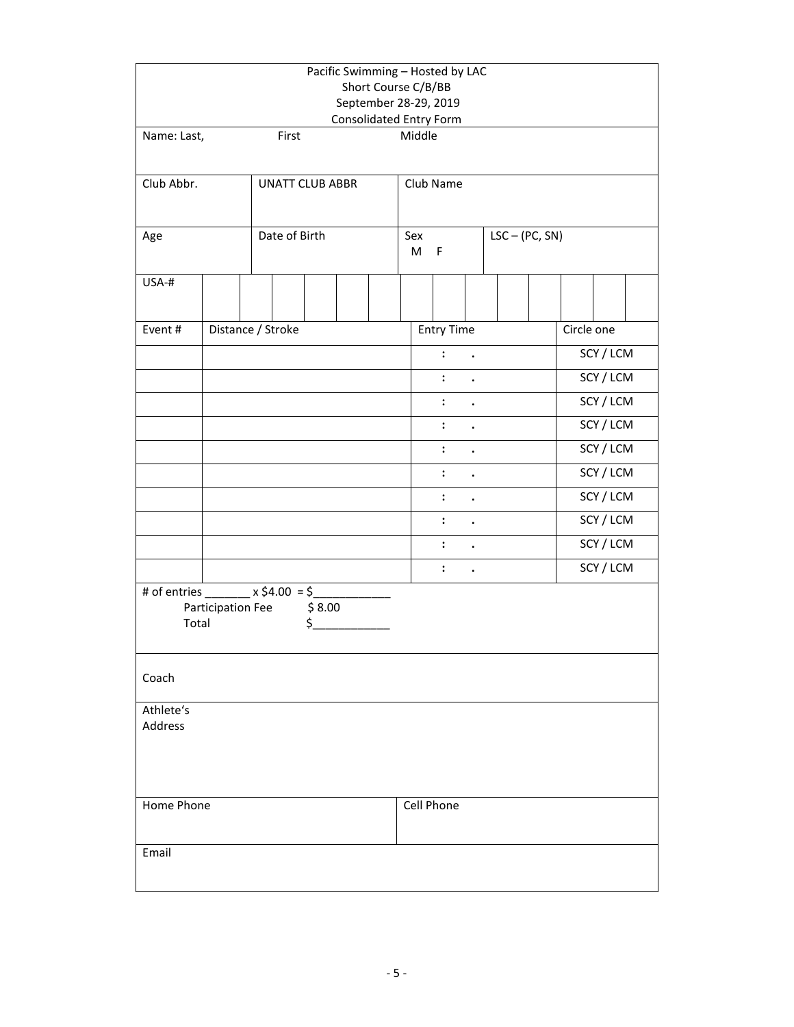Pacific Swimming – Hosted by LAC
Short Course C/B/BB
September 28-29, 2019
Consolidated Entry Form

| | | | | | |
|---|---|---|---|---|---|
| Name: Last, | First | | Middle | | |
| Club Abbr. | UNATT CLUB ABBR | | Club Name | | |
| Age | Date of Birth | | Sex M F | LSC – (PC, SN) | |
| USA-# | | | | | |

| Event # | Distance / Stroke | Entry Time | Circle one |
|---|---|---|---|
| | | : . | SCY / LCM |
| | | : . | SCY / LCM |
| | | : . | SCY / LCM |
| | | : . | SCY / LCM |
| | | : . | SCY / LCM |
| | | : . | SCY / LCM |
| | | : . | SCY / LCM |
| | | : . | SCY / LCM |
| | | : . | SCY / LCM |
| | | : . | SCY / LCM |

# of entries _______ x $4.00 = $____________
Participation Fee $ 8.00
Total $____________

Coach

Athlete's Address

| | |
|---|---|
| Home Phone | Cell Phone |

Email